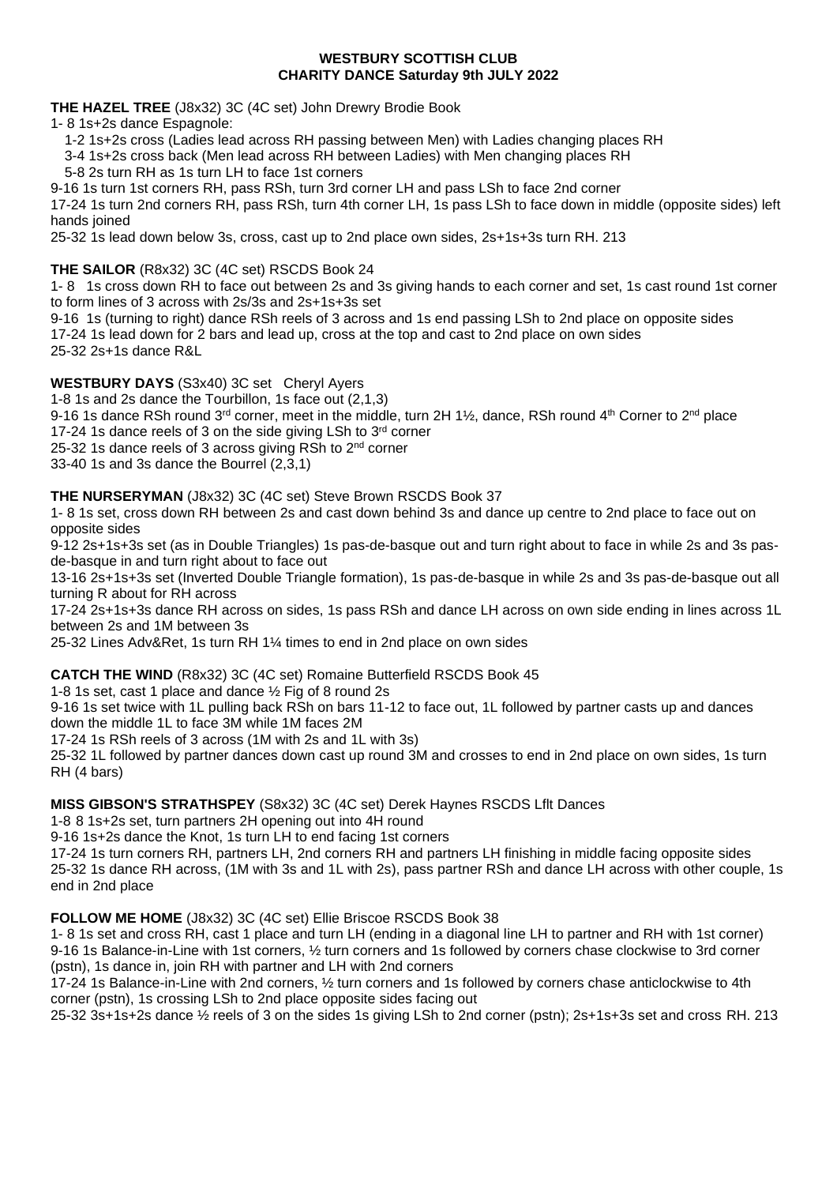**WESTBURY SCOTTISH CLUB**
**CHARITY DANCE Saturday 9th JULY 2022**

**THE HAZEL TREE** (J8x32) 3C (4C set) John Drewry Brodie Book

1- 8 1s+2s dance Espagnole:

1-2 1s+2s cross (Ladies lead across RH passing between Men) with Ladies changing places RH

3-4 1s+2s cross back (Men lead across RH between Ladies) with Men changing places RH

5-8 2s turn RH as 1s turn LH to face 1st corners

9-16 1s turn 1st corners RH, pass RSh, turn 3rd corner LH and pass LSh to face 2nd corner

17-24 1s turn 2nd corners RH, pass RSh, turn 4th corner LH, 1s pass LSh to face down in middle (opposite sides) left hands joined

25-32 1s lead down below 3s, cross, cast up to 2nd place own sides, 2s+1s+3s turn RH. 213

**THE SAILOR** (R8x32) 3C (4C set) RSCDS Book 24

1- 8 1s cross down RH to face out between 2s and 3s giving hands to each corner and set, 1s cast round 1st corner to form lines of 3 across with 2s/3s and 2s+1s+3s set

9-16 1s (turning to right) dance RSh reels of 3 across and 1s end passing LSh to 2nd place on opposite sides

17-24 1s lead down for 2 bars and lead up, cross at the top and cast to 2nd place on own sides

25-32 2s+1s dance R&L

**WESTBURY DAYS** (S3x40) 3C set Cheryl Ayers

1-8 1s and 2s dance the Tourbillon, 1s face out (2,1,3)

9-16 1s dance RSh round 3rd corner, meet in the middle, turn 2H 1½, dance, RSh round 4th Corner to 2nd place

17-24 1s dance reels of 3 on the side giving LSh to 3rd corner

25-32 1s dance reels of 3 across giving RSh to 2nd corner

33-40 1s and 3s dance the Bourrel (2,3,1)

**THE NURSERYMAN** (J8x32) 3C (4C set) Steve Brown RSCDS Book 37

1- 8 1s set, cross down RH between 2s and cast down behind 3s and dance up centre to 2nd place to face out on opposite sides

9-12 2s+1s+3s set (as in Double Triangles) 1s pas-de-basque out and turn right about to face in while 2s and 3s pas-de-basque in and turn right about to face out

13-16 2s+1s+3s set (Inverted Double Triangle formation), 1s pas-de-basque in while 2s and 3s pas-de-basque out all turning R about for RH across

17-24 2s+1s+3s dance RH across on sides, 1s pass RSh and dance LH across on own side ending in lines across 1L between 2s and 1M between 3s

25-32 Lines Adv&Ret, 1s turn RH 1¼ times to end in 2nd place on own sides

**CATCH THE WIND** (R8x32) 3C (4C set) Romaine Butterfield RSCDS Book 45

1-8 1s set, cast 1 place and dance ½ Fig of 8 round 2s

9-16 1s set twice with 1L pulling back RSh on bars 11-12 to face out, 1L followed by partner casts up and dances down the middle 1L to face 3M while 1M faces 2M

17-24 1s RSh reels of 3 across (1M with 2s and 1L with 3s)

25-32 1L followed by partner dances down cast up round 3M and crosses to end in 2nd place on own sides, 1s turn RH (4 bars)

**MISS GIBSON'S STRATHSPEY** (S8x32) 3C (4C set) Derek Haynes RSCDS Lflt Dances

1-8 1s+2s set, turn partners 2H opening out into 4H round

9-16 1s+2s dance the Knot, 1s turn LH to end facing 1st corners

17-24 1s turn corners RH, partners LH, 2nd corners RH and partners LH finishing in middle facing opposite sides

25-32 1s dance RH across, (1M with 3s and 1L with 2s), pass partner RSh and dance LH across with other couple, 1s end in 2nd place

**FOLLOW ME HOME** (J8x32) 3C (4C set) Ellie Briscoe RSCDS Book 38

1- 8 1s set and cross RH, cast 1 place and turn LH (ending in a diagonal line LH to partner and RH with 1st corner)

9-16 1s Balance-in-Line with 1st corners, ½ turn corners and 1s followed by corners chase clockwise to 3rd corner (pstn), 1s dance in, join RH with partner and LH with 2nd corners

17-24 1s Balance-in-Line with 2nd corners, ½ turn corners and 1s followed by corners chase anticlockwise to 4th corner (pstn), 1s crossing LSh to 2nd place opposite sides facing out

25-32 3s+1s+2s dance ½ reels of 3 on the sides 1s giving LSh to 2nd corner (pstn); 2s+1s+3s set and cross RH. 213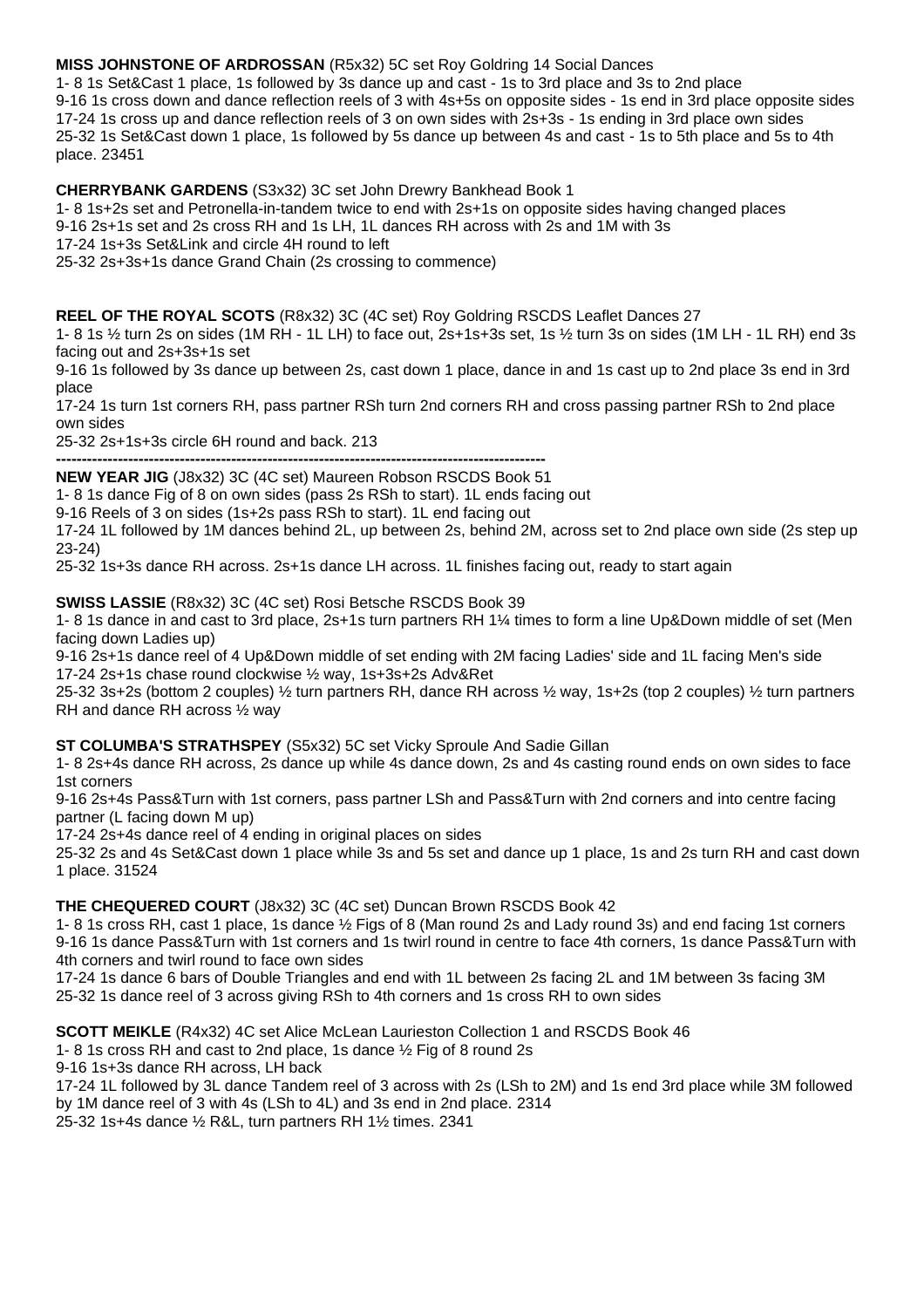**MISS JOHNSTONE OF ARDROSSAN** (R5x32) 5C set Roy Goldring 14 Social Dances
1- 8 1s Set&Cast 1 place, 1s followed by 3s dance up and cast - 1s to 3rd place and 3s to 2nd place
9-16 1s cross down and dance reflection reels of 3 with 4s+5s on opposite sides - 1s end in 3rd place opposite sides
17-24 1s cross up and dance reflection reels of 3 on own sides with 2s+3s - 1s ending in 3rd place own sides
25-32 1s Set&Cast down 1 place, 1s followed by 5s dance up between 4s and cast - 1s to 5th place and 5s to 4th place. 23451

**CHERRYBANK GARDENS** (S3x32) 3C set John Drewry Bankhead Book 1
1- 8 1s+2s set and Petronella-in-tandem twice to end with 2s+1s on opposite sides having changed places
9-16 2s+1s set and 2s cross RH and 1s LH, 1L dances RH across with 2s and 1M with 3s
17-24 1s+3s Set&Link and circle 4H round to left
25-32 2s+3s+1s dance Grand Chain (2s crossing to commence)

**REEL OF THE ROYAL SCOTS** (R8x32) 3C (4C set) Roy Goldring RSCDS Leaflet Dances 27
1- 8 1s ½ turn 2s on sides (1M RH - 1L LH) to face out, 2s+1s+3s set, 1s ½ turn 3s on sides (1M LH - 1L RH) end 3s facing out and 2s+3s+1s set
9-16 1s followed by 3s dance up between 2s, cast down 1 place, dance in and 1s cast up to 2nd place 3s end in 3rd place
17-24 1s turn 1st corners RH, pass partner RSh turn 2nd corners RH and cross passing partner RSh to 2nd place own sides
25-32 2s+1s+3s circle 6H round and back. 213

---

**NEW YEAR JIG** (J8x32) 3C (4C set) Maureen Robson RSCDS Book 51
1- 8 1s dance Fig of 8 on own sides (pass 2s RSh to start). 1L ends facing out
9-16 Reels of 3 on sides (1s+2s pass RSh to start). 1L end facing out
17-24 1L followed by 1M dances behind 2L, up between 2s, behind 2M, across set to 2nd place own side (2s step up 23-24)
25-32 1s+3s dance RH across. 2s+1s dance LH across. 1L finishes facing out, ready to start again

**SWISS LASSIE** (R8x32) 3C (4C set) Rosi Betsche RSCDS Book 39
1- 8 1s dance in and cast to 3rd place, 2s+1s turn partners RH 1¼ times to form a line Up&Down middle of set (Men facing down Ladies up)
9-16 2s+1s dance reel of 4 Up&Down middle of set ending with 2M facing Ladies' side and 1L facing Men's side
17-24 2s+1s chase round clockwise ½ way, 1s+3s+2s Adv&Ret
25-32 3s+2s (bottom 2 couples) ½ turn partners RH, dance RH across ½ way, 1s+2s (top 2 couples) ½ turn partners RH and dance RH across ½ way

**ST COLUMBA'S STRATHSPEY** (S5x32) 5C set Vicky Sproule And Sadie Gillan
1- 8 2s+4s dance RH across, 2s dance up while 4s dance down, 2s and 4s casting round ends on own sides to face 1st corners
9-16 2s+4s Pass&Turn with 1st corners, pass partner LSh and Pass&Turn with 2nd corners and into centre facing partner (L facing down M up)
17-24 2s+4s dance reel of 4 ending in original places on sides
25-32 2s and 4s Set&Cast down 1 place while 3s and 5s set and dance up 1 place, 1s and 2s turn RH and cast down 1 place. 31524

**THE CHEQUERED COURT** (J8x32) 3C (4C set) Duncan Brown RSCDS Book 42
1- 8 1s cross RH, cast 1 place, 1s dance ½ Figs of 8 (Man round 2s and Lady round 3s) and end facing 1st corners
9-16 1s dance Pass&Turn with 1st corners and 1s twirl round in centre to face 4th corners, 1s dance Pass&Turn with 4th corners and twirl round to face own sides
17-24 1s dance 6 bars of Double Triangles and end with 1L between 2s facing 2L and 1M between 3s facing 3M
25-32 1s dance reel of 3 across giving RSh to 4th corners and 1s cross RH to own sides

**SCOTT MEIKLE** (R4x32) 4C set Alice McLean Laurieston Collection 1 and RSCDS Book 46
1- 8 1s cross RH and cast to 2nd place, 1s dance ½ Fig of 8 round 2s
9-16 1s+3s dance RH across, LH back
17-24 1L followed by 3L dance Tandem reel of 3 across with 2s (LSh to 2M) and 1s end 3rd place while 3M followed by 1M dance reel of 3 with 4s (LSh to 4L) and 3s end in 2nd place. 2314
25-32 1s+4s dance ½ R&L, turn partners RH 1½ times. 2341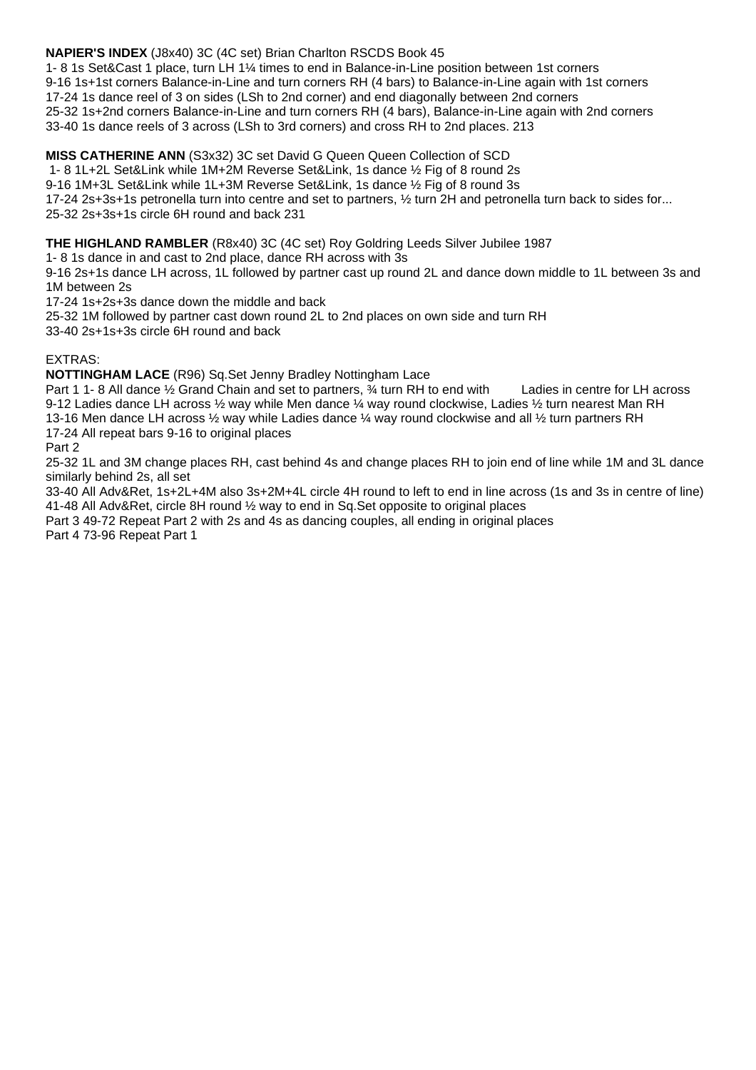**NAPIER'S INDEX** (J8x40) 3C (4C set) Brian Charlton RSCDS Book 45

1- 8 1s Set&Cast 1 place, turn LH 1¼ times to end in Balance-in-Line position between 1st corners
9-16 1s+1st corners Balance-in-Line and turn corners RH (4 bars) to Balance-in-Line again with 1st corners
17-24 1s dance reel of 3 on sides (LSh to 2nd corner) and end diagonally between 2nd corners
25-32 1s+2nd corners Balance-in-Line and turn corners RH (4 bars), Balance-in-Line again with 2nd corners
33-40 1s dance reels of 3 across (LSh to 3rd corners) and cross RH to 2nd places. 213

**MISS CATHERINE ANN** (S3x32) 3C set David G Queen Queen Collection of SCD

1- 8 1L+2L Set&Link while 1M+2M Reverse Set&Link, 1s dance ½ Fig of 8 round 2s
9-16 1M+3L Set&Link while 1L+3M Reverse Set&Link, 1s dance ½ Fig of 8 round 3s
17-24 2s+3s+1s petronella turn into centre and set to partners, ½ turn 2H and petronella turn back to sides for...
25-32 2s+3s+1s circle 6H round and back 231

**THE HIGHLAND RAMBLER** (R8x40) 3C (4C set) Roy Goldring Leeds Silver Jubilee 1987

1- 8 1s dance in and cast to 2nd place, dance RH across with 3s
9-16 2s+1s dance LH across, 1L followed by partner cast up round 2L and dance down middle to 1L between 3s and 1M between 2s
17-24 1s+2s+3s dance down the middle and back
25-32 1M followed by partner cast down round 2L to 2nd places on own side and turn RH
33-40 2s+1s+3s circle 6H round and back

EXTRAS:

**NOTTINGHAM LACE** (R96) Sq.Set Jenny Bradley Nottingham Lace

Part 1 1- 8 All dance ½ Grand Chain and set to partners, ¾ turn RH to end with Ladies in centre for LH across
9-12 Ladies dance LH across ½ way while Men dance ¼ way round clockwise, Ladies ½ turn nearest Man RH
13-16 Men dance LH across ½ way while Ladies dance ¼ way round clockwise and all ½ turn partners RH
17-24 All repeat bars 9-16 to original places
Part 2
25-32 1L and 3M change places RH, cast behind 4s and change places RH to join end of line while 1M and 3L dance similarly behind 2s, all set
33-40 All Adv&Ret, 1s+2L+4M also 3s+2M+4L circle 4H round to left to end in line across (1s and 3s in centre of line)
41-48 All Adv&Ret, circle 8H round ½ way to end in Sq.Set opposite to original places
Part 3 49-72 Repeat Part 2 with 2s and 4s as dancing couples, all ending in original places
Part 4 73-96 Repeat Part 1